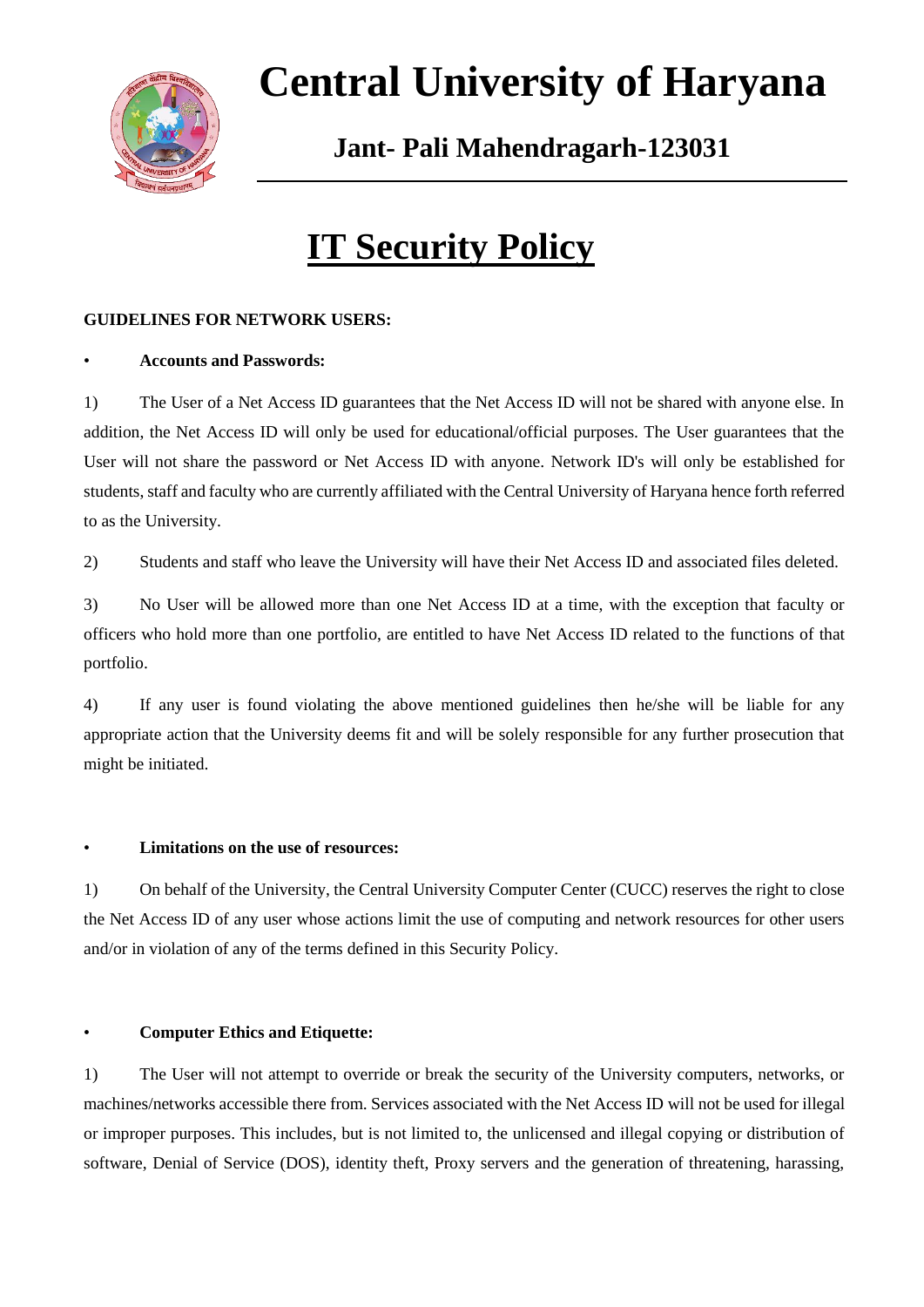# Central University of Haryana

## Jant- Pali Mahendragarh-123031

# IT Security Policy

**GUIDELINES FOR NETWORK USERS:**

- **Accounts and Passwords:**

1) The User of a Net Access ID guarantees that the Net Access ID will not be shared with anyone else. In addition, the Net Access ID will only be used for educational/official purposes. The User guarantees that the User will not share the password or Net Access ID with anyone. Network ID's will only be established for students, staff and faculty who are currently affiliated with the Central University of Haryana hence forth referred to as the University.

2) Students and staff who leave the University will have their Net Access ID and associated files deleted.

3) No User will be allowed more than one Net Access ID at a time, with the exception that faculty or officers who hold more than one portfolio, are entitled to have Net Access ID related to the functions of that portfolio.

4) If any user is found violating the above mentioned guidelines then he/she will be liable for any appropriate action that the University deems fit and will be solely responsible for any further prosecution that might be initiated.

- **Limitations on the use of resources:**

1) On behalf of the University, the Central University Computer Center (CUCC) reserves the right to close the Net Access ID of any user whose actions limit the use of computing and network resources for other users and/or in violation of any of the terms defined in this Security Policy.

- **Computer Ethics and Etiquette:**

1) The User will not attempt to override or break the security of the University computers, networks, or machines/networks accessible there from. Services associated with the Net Access ID will not be used for illegal or improper purposes. This includes, but is not limited to, the unlicensed and illegal copying or distribution of software, Denial of Service (DOS), identity theft, Proxy servers and the generation of threatening, harassing,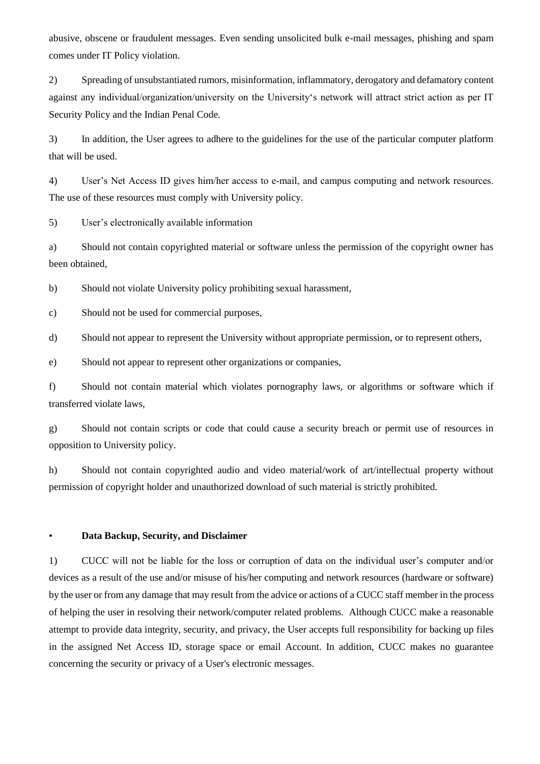abusive, obscene or fraudulent messages. Even sending unsolicited bulk e-mail messages, phishing and spam comes under IT Policy violation.

2) Spreading of unsubstantiated rumors, misinformation, inflammatory, derogatory and defamatory content against any individual/organization/university on the University's network will attract strict action as per IT Security Policy and the Indian Penal Code.

3) In addition, the User agrees to adhere to the guidelines for the use of the particular computer platform that will be used.

4) User's Net Access ID gives him/her access to e-mail, and campus computing and network resources. The use of these resources must comply with University policy.

5) User's electronically available information

a) Should not contain copyrighted material or software unless the permission of the copyright owner has been obtained,

b) Should not violate University policy prohibiting sexual harassment,

c) Should not be used for commercial purposes,

d) Should not appear to represent the University without appropriate permission, or to represent others,

e) Should not appear to represent other organizations or companies,

f) Should not contain material which violates pornography laws, or algorithms or software which if transferred violate laws,

g) Should not contain scripts or code that could cause a security breach or permit use of resources in opposition to University policy.

h) Should not contain copyrighted audio and video material/work of art/intellectual property without permission of copyright holder and unauthorized download of such material is strictly prohibited.

- **Data Backup, Security, and Disclaimer**

1) CUCC will not be liable for the loss or corruption of data on the individual user's computer and/or devices as a result of the use and/or misuse of his/her computing and network resources (hardware or software) by the user or from any damage that may result from the advice or actions of a CUCC staff member in the process of helping the user in resolving their network/computer related problems. Although CUCC make a reasonable attempt to provide data integrity, security, and privacy, the User accepts full responsibility for backing up files in the assigned Net Access ID, storage space or email Account. In addition, CUCC makes no guarantee concerning the security or privacy of a User's electronic messages.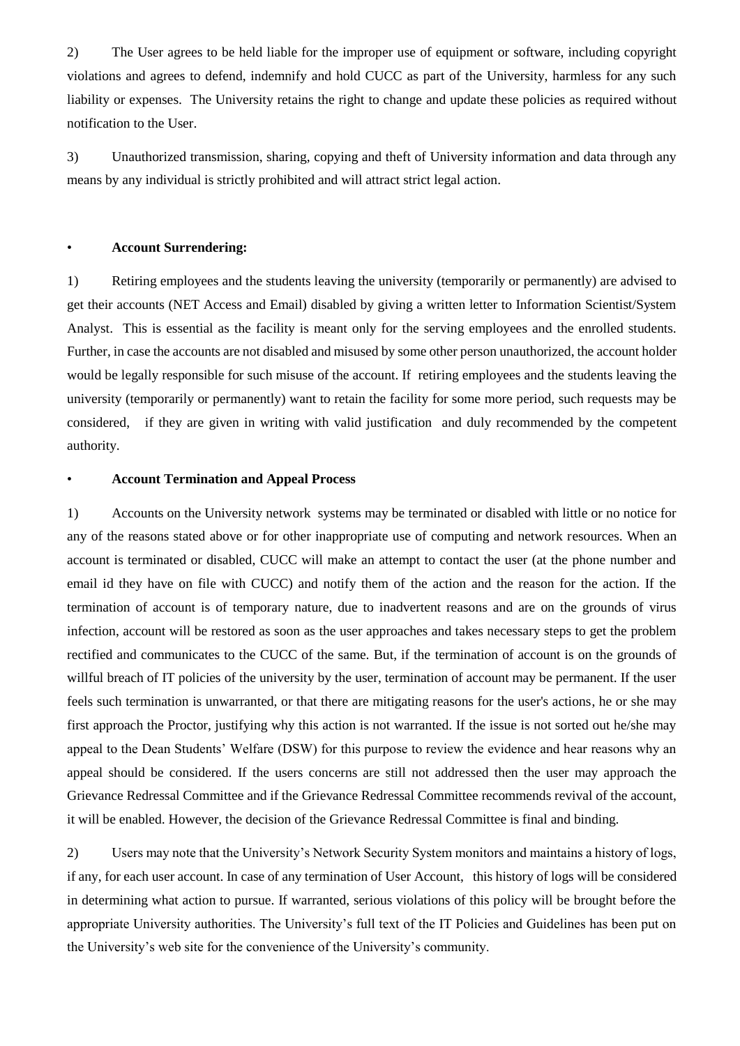2) The User agrees to be held liable for the improper use of equipment or software, including copyright violations and agrees to defend, indemnify and hold CUCC as part of the University, harmless for any such liability or expenses. The University retains the right to change and update these policies as required without notification to the User.

3) Unauthorized transmission, sharing, copying and theft of University information and data through any means by any individual is strictly prohibited and will attract strict legal action.

- **Account Surrendering:**

1) Retiring employees and the students leaving the university (temporarily or permanently) are advised to get their accounts (NET Access and Email) disabled by giving a written letter to Information Scientist/System Analyst. This is essential as the facility is meant only for the serving employees and the enrolled students. Further, in case the accounts are not disabled and misused by some other person unauthorized, the account holder would be legally responsible for such misuse of the account. If retiring employees and the students leaving the university (temporarily or permanently) want to retain the facility for some more period, such requests may be considered, if they are given in writing with valid justification and duly recommended by the competent authority.

- **Account Termination and Appeal Process**

1) Accounts on the University network systems may be terminated or disabled with little or no notice for any of the reasons stated above or for other inappropriate use of computing and network resources. When an account is terminated or disabled, CUCC will make an attempt to contact the user (at the phone number and email id they have on file with CUCC) and notify them of the action and the reason for the action. If the termination of account is of temporary nature, due to inadvertent reasons and are on the grounds of virus infection, account will be restored as soon as the user approaches and takes necessary steps to get the problem rectified and communicates to the CUCC of the same. But, if the termination of account is on the grounds of willful breach of IT policies of the university by the user, termination of account may be permanent. If the user feels such termination is unwarranted, or that there are mitigating reasons for the user's actions, he or she may first approach the Proctor, justifying why this action is not warranted. If the issue is not sorted out he/she may appeal to the Dean Students' Welfare (DSW) for this purpose to review the evidence and hear reasons why an appeal should be considered. If the users concerns are still not addressed then the user may approach the Grievance Redressal Committee and if the Grievance Redressal Committee recommends revival of the account, it will be enabled. However, the decision of the Grievance Redressal Committee is final and binding.

2) Users may note that the University's Network Security System monitors and maintains a history of logs, if any, for each user account. In case of any termination of User Account, this history of logs will be considered in determining what action to pursue. If warranted, serious violations of this policy will be brought before the appropriate University authorities. The University's full text of the IT Policies and Guidelines has been put on the University's web site for the convenience of the University's community.